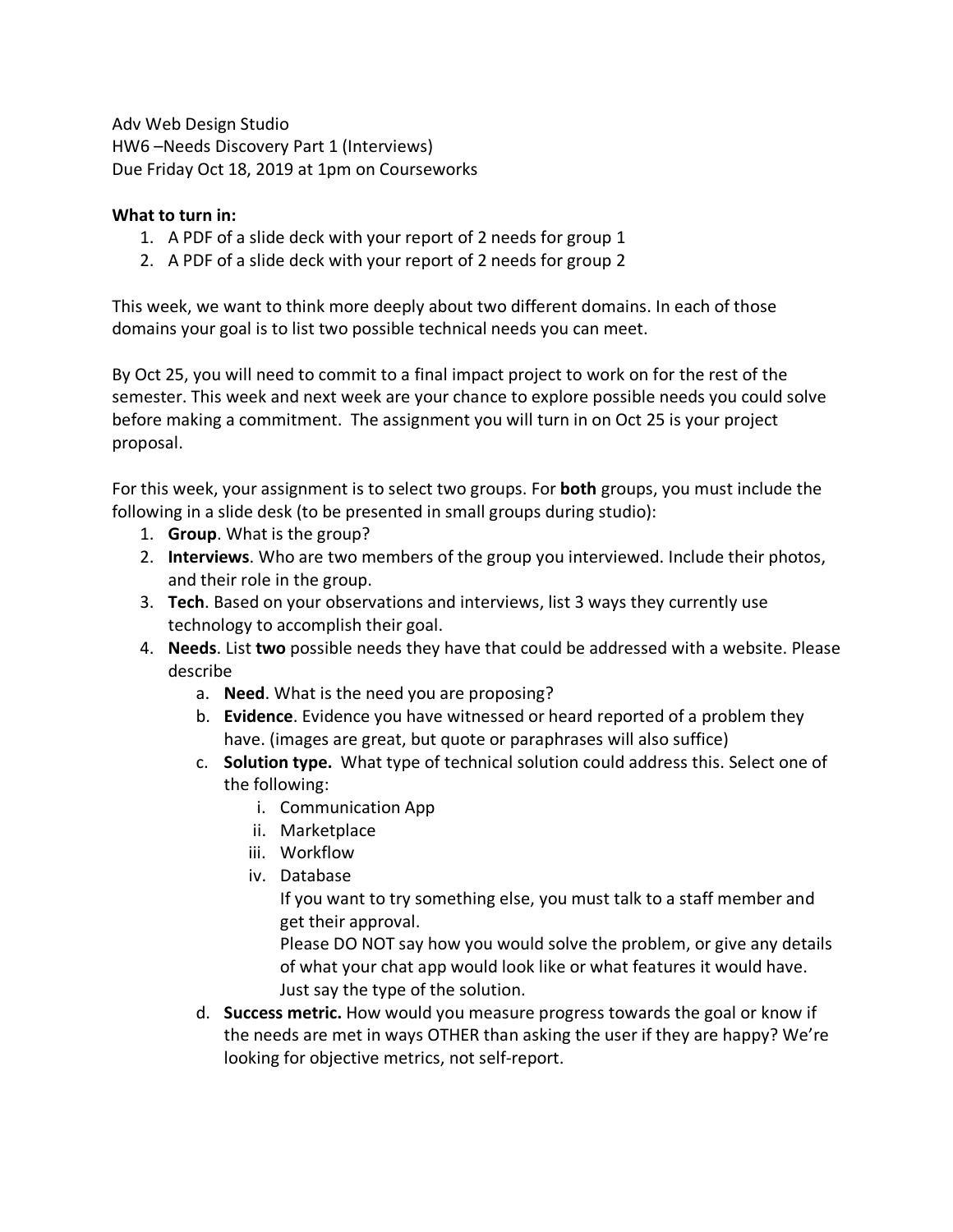Adv Web Design Studio
HW6 –Needs Discovery Part 1 (Interviews)
Due Friday Oct 18, 2019 at 1pm on Courseworks

**What to turn in:**

1. A PDF of a slide deck with your report of 2 needs for group 1
2. A PDF of a slide deck with your report of 2 needs for group 2

This week, we want to think more deeply about two different domains. In each of those domains your goal is to list two possible technical needs you can meet.

By Oct 25, you will need to commit to a final impact project to work on for the rest of the semester. This week and next week are your chance to explore possible needs you could solve before making a commitment. The assignment you will turn in on Oct 25 is your project proposal.

For this week, your assignment is to select two groups. For **both** groups, you must include the following in a slide desk (to be presented in small groups during studio):

1. **Group**. What is the group?
2. **Interviews**. Who are two members of the group you interviewed. Include their photos, and their role in the group.
3. **Tech**. Based on your observations and interviews, list 3 ways they currently use technology to accomplish their goal.
4. **Needs**. List **two** possible needs they have that could be addressed with a website. Please describe
   a. **Need**. What is the need you are proposing?
   b. **Evidence**. Evidence you have witnessed or heard reported of a problem they have. (images are great, but quote or paraphrases will also suffice)
   c. **Solution type.** What type of technical solution could address this. Select one of the following:
      i. Communication App
      ii. Marketplace
      iii. Workflow
      iv. Database

      If you want to try something else, you must talk to a staff member and get their approval.
      Please DO NOT say how you would solve the problem, or give any details of what your chat app would look like or what features it would have. Just say the type of the solution.
   d. **Success metric.** How would you measure progress towards the goal or know if the needs are met in ways OTHER than asking the user if they are happy? We're looking for objective metrics, not self-report.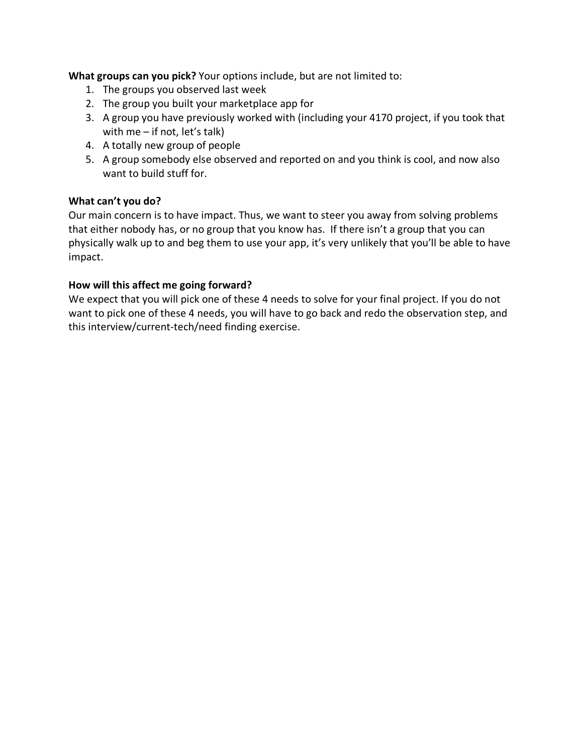**What groups can you pick?** Your options include, but are not limited to:

1. The groups you observed last week
2. The group you built your marketplace app for
3. A group you have previously worked with (including your 4170 project, if you took that with me – if not, let's talk)
4. A totally new group of people
5. A group somebody else observed and reported on and you think is cool, and now also want to build stuff for.

**What can't you do?**

Our main concern is to have impact. Thus, we want to steer you away from solving problems that either nobody has, or no group that you know has. If there isn't a group that you can physically walk up to and beg them to use your app, it's very unlikely that you'll be able to have impact.

**How will this affect me going forward?**

We expect that you will pick one of these 4 needs to solve for your final project. If you do not want to pick one of these 4 needs, you will have to go back and redo the observation step, and this interview/current-tech/need finding exercise.